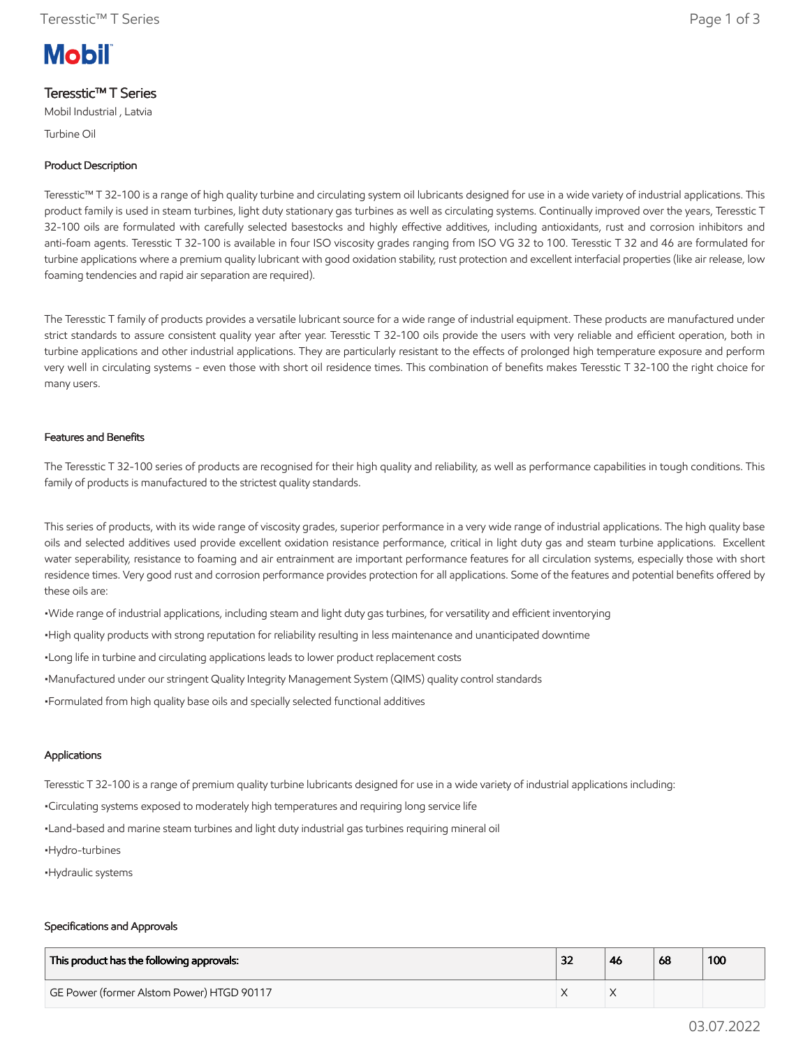**Mobil**

# Teresstic™ T Series

Mobil Industrial , Latvia

Turbine Oil

## Product Description

Teresstic™ T 32-100 is a range of high quality turbine and circulating system oil lubricants designed for use in a wide variety of industrial applications. This product family is used in steam turbines, light duty stationary gas turbines as well as circulating systems. Continually improved over the years, Teresstic T 32-100 oils are formulated with carefully selected basestocks and highly effective additives, including antioxidants, rust and corrosion inhibitors and anti-foam agents. Teresstic T 32-100 is available in four ISO viscosity grades ranging from ISO VG 32 to 100. Teresstic T 32 and 46 are formulated for turbine applications where a premium quality lubricant with good oxidation stability, rust protection and excellent interfacial properties (like air release, low foaming tendencies and rapid air separation are required).

The Teresstic T family of products provides a versatile lubricant source for a wide range of industrial equipment. These products are manufactured under strict standards to assure consistent quality year after year. Teresstic T 32-100 oils provide the users with very reliable and efficient operation, both in turbine applications and other industrial applications. They are particularly resistant to the effects of prolonged high temperature exposure and perform very well in circulating systems - even those with short oil residence times. This combination of benefits makes Teresstic T 32-100 the right choice for many users.

## Features and Benefits

The Teresstic T 32-100 series of products are recognised for their high quality and reliability, as well as performance capabilities in tough conditions. This family of products is manufactured to the strictest quality standards.

This series of products, with its wide range of viscosity grades, superior performance in a very wide range of industrial applications. The high quality base oils and selected additives used provide excellent oxidation resistance performance, critical in light duty gas and steam turbine applications. Excellent water seperability, resistance to foaming and air entrainment are important performance features for all circulation systems, especially those with short residence times. Very good rust and corrosion performance provides protection for all applications. Some of the features and potential benefits offered by these oils are:

- Wide range of industrial applications, including steam and light duty gas turbines, for versatility and efficient inventorying
- High quality products with strong reputation for reliability resulting in less maintenance and unanticipated downtime
- Long life in turbine and circulating applications leads to lower product replacement costs
- Manufactured under our stringent Quality Integrity Management System (QIMS) quality control standards
- Formulated from high quality base oils and specially selected functional additives

## Applications

Teresstic T 32-100 is a range of premium quality turbine lubricants designed for use in a wide variety of industrial applications including:

- Circulating systems exposed to moderately high temperatures and requiring long service life
- Land-based and marine steam turbines and light duty industrial gas turbines requiring mineral oil
- Hydro-turbines
- Hydraulic systems

## Specifications and Approvals

| This product has the following approvals: | 32 | 46 | 68 | 100 |
|---|---|---|---|---|
| GE Power (former Alstom Power) HTGD 90117 | X | X | | |

03.07.2022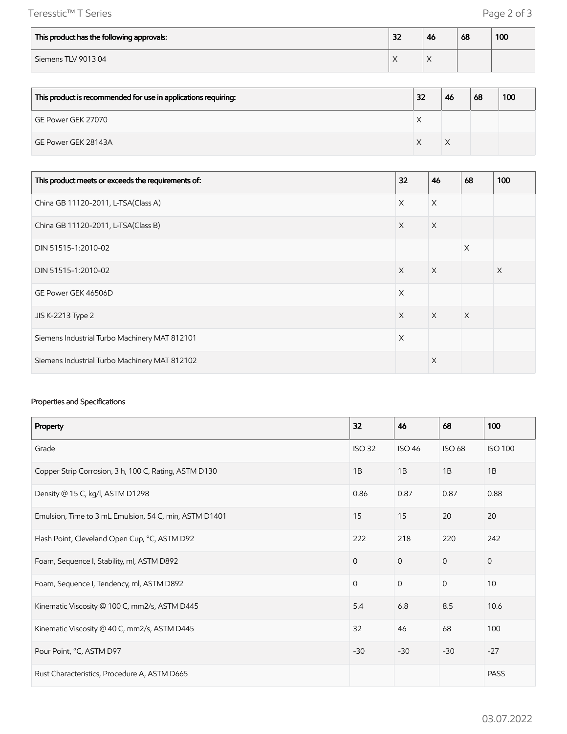| This product has the following approvals: | 32 | 46 | 68 | 100 |
|---|---|---|---|---|
| Siemens TLV 9013 04 | X | X | | |

| This product is recommended for use in applications requiring: | 32 | 46 | 68 | 100 |
|---|---|---|---|---|
| GE Power GEK 27070 | X | | | |
| GE Power GEK 28143A | X | X | | |

| This product meets or exceeds the requirements of: | 32 | 46 | 68 | 100 |
|---|---|---|---|---|
| China GB 11120-2011, L-TSA(Class A) | X | X | | |
| China GB 11120-2011, L-TSA(Class B) | X | X | | |
| DIN 51515-1:2010-02 | | | X | |
| DIN 51515-1:2010-02 | X | X | | X |
| GE Power GEK 46506D | X | | | |
| JIS K-2213 Type 2 | X | X | X | |
| Siemens Industrial Turbo Machinery MAT 812101 | X | | | |
| Siemens Industrial Turbo Machinery MAT 812102 | | X | | |

Properties and Specifications

| Property | 32 | 46 | 68 | 100 |
|---|---|---|---|---|
| Grade | ISO 32 | ISO 46 | ISO 68 | ISO 100 |
| Copper Strip Corrosion, 3 h, 100 C, Rating, ASTM D130 | 1B | 1B | 1B | 1B |
| Density @ 15 C, kg/l, ASTM D1298 | 0.86 | 0.87 | 0.87 | 0.88 |
| Emulsion, Time to 3 mL Emulsion, 54 C, min, ASTM D1401 | 15 | 15 | 20 | 20 |
| Flash Point, Cleveland Open Cup, °C, ASTM D92 | 222 | 218 | 220 | 242 |
| Foam, Sequence I, Stability, ml, ASTM D892 | 0 | 0 | 0 | 0 |
| Foam, Sequence I, Tendency, ml, ASTM D892 | 0 | 0 | 0 | 10 |
| Kinematic Viscosity @ 100 C, mm2/s, ASTM D445 | 5.4 | 6.8 | 8.5 | 10.6 |
| Kinematic Viscosity @ 40 C, mm2/s, ASTM D445 | 32 | 46 | 68 | 100 |
| Pour Point, °C, ASTM D97 | -30 | -30 | -30 | -27 |
| Rust Characteristics, Procedure A, ASTM D665 | | | | PASS |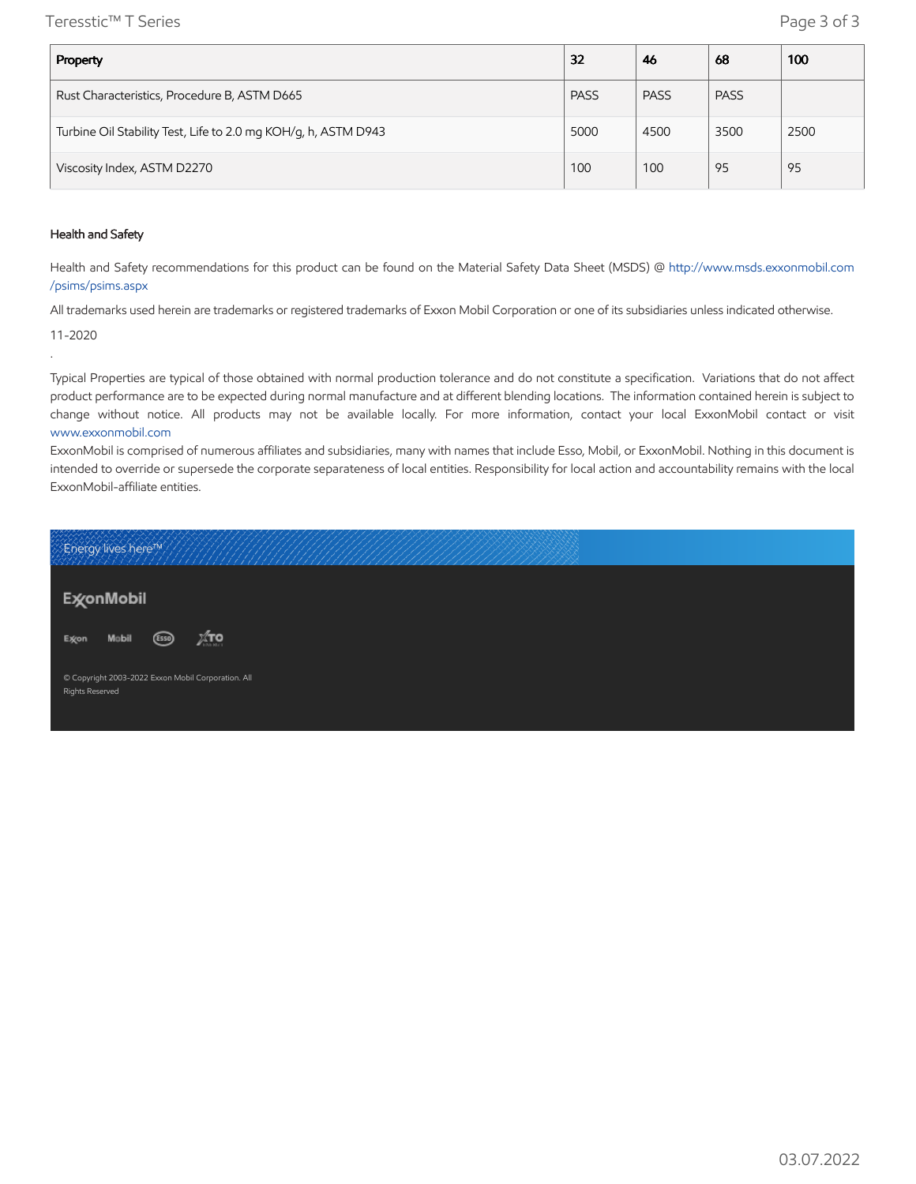| Property | 32 | 46 | 68 | 100 |
|---|---|---|---|---|
| Rust Characteristics, Procedure B, ASTM D665 | PASS | PASS | PASS | |
| Turbine Oil Stability Test, Life to 2.0 mg KOH/g, h, ASTM D943 | 5000 | 4500 | 3500 | 2500 |
| Viscosity Index, ASTM D2270 | 100 | 100 | 95 | 95 |

### Health and Safety

Health and Safety recommendations for this product can be found on the Material Safety Data Sheet (MSDS) @ http://www.msds.exxonmobil.com/psims/psims.aspx

All trademarks used herein are trademarks or registered trademarks of Exxon Mobil Corporation or one of its subsidiaries unless indicated otherwise.

11-2020

.

Typical Properties are typical of those obtained with normal production tolerance and do not constitute a specification. Variations that do not affect product performance are to be expected during normal manufacture and at different blending locations. The information contained herein is subject to change without notice. All products may not be available locally. For more information, contact your local ExxonMobil contact or visit www.exxonmobil.com

ExxonMobil is comprised of numerous affiliates and subsidiaries, many with names that include Esso, Mobil, or ExxonMobil. Nothing in this document is intended to override or supersede the corporate separateness of local entities. Responsibility for local action and accountability remains with the local ExxonMobil-affiliate entities.

Energy lives here™

ExxonMobil

Exxon Mobil Esso XTO

© Copyright 2003-2022 Exxon Mobil Corporation. All Rights Reserved

03.07.2022